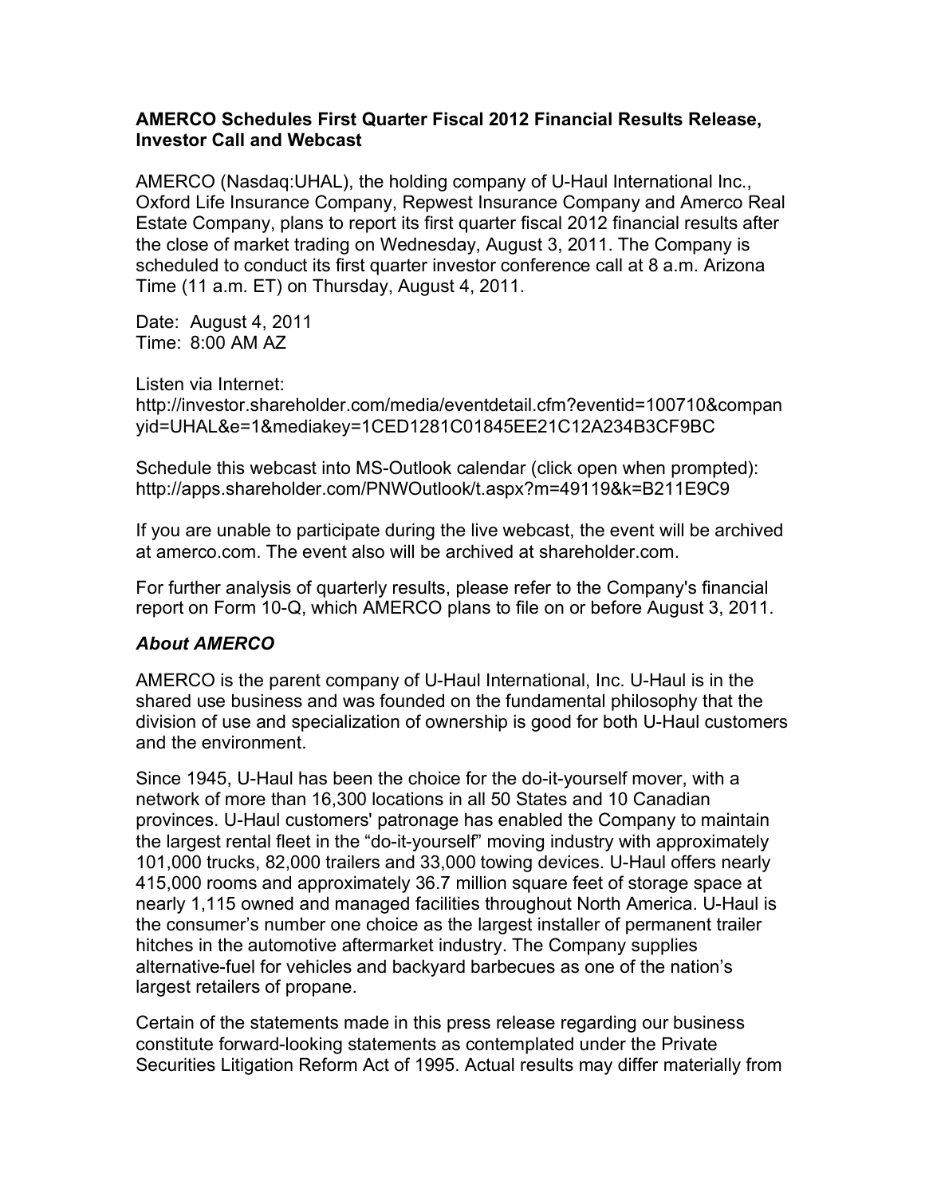**AMERCO Schedules First Quarter Fiscal 2012 Financial Results Release, Investor Call and Webcast**

AMERCO (Nasdaq:UHAL), the holding company of U-Haul International Inc., Oxford Life Insurance Company, Repwest Insurance Company and Amerco Real Estate Company, plans to report its first quarter fiscal 2012 financial results after the close of market trading on Wednesday, August 3, 2011. The Company is scheduled to conduct its first quarter investor conference call at 8 a.m. Arizona Time (11 a.m. ET) on Thursday, August 4, 2011.

Date: August 4, 2011
Time: 8:00 AM AZ

Listen via Internet:
http://investor.shareholder.com/media/eventdetail.cfm?eventid=100710&companyid=UHAL&e=1&mediakey=1CED1281C01845EE21C12A234B3CF9BC

Schedule this webcast into MS-Outlook calendar (click open when prompted):
http://apps.shareholder.com/PNWOutlook/t.aspx?m=49119&k=B211E9C9

If you are unable to participate during the live webcast, the event will be archived at amerco.com. The event also will be archived at shareholder.com.

For further analysis of quarterly results, please refer to the Company's financial report on Form 10-Q, which AMERCO plans to file on or before August 3, 2011.

***About AMERCO***

AMERCO is the parent company of U-Haul International, Inc. U-Haul is in the shared use business and was founded on the fundamental philosophy that the division of use and specialization of ownership is good for both U-Haul customers and the environment.

Since 1945, U-Haul has been the choice for the do-it-yourself mover, with a network of more than 16,300 locations in all 50 States and 10 Canadian provinces. U-Haul customers' patronage has enabled the Company to maintain the largest rental fleet in the "do-it-yourself" moving industry with approximately 101,000 trucks, 82,000 trailers and 33,000 towing devices. U-Haul offers nearly 415,000 rooms and approximately 36.7 million square feet of storage space at nearly 1,115 owned and managed facilities throughout North America. U-Haul is the consumer's number one choice as the largest installer of permanent trailer hitches in the automotive aftermarket industry. The Company supplies alternative-fuel for vehicles and backyard barbecues as one of the nation's largest retailers of propane.

Certain of the statements made in this press release regarding our business constitute forward-looking statements as contemplated under the Private Securities Litigation Reform Act of 1995. Actual results may differ materially from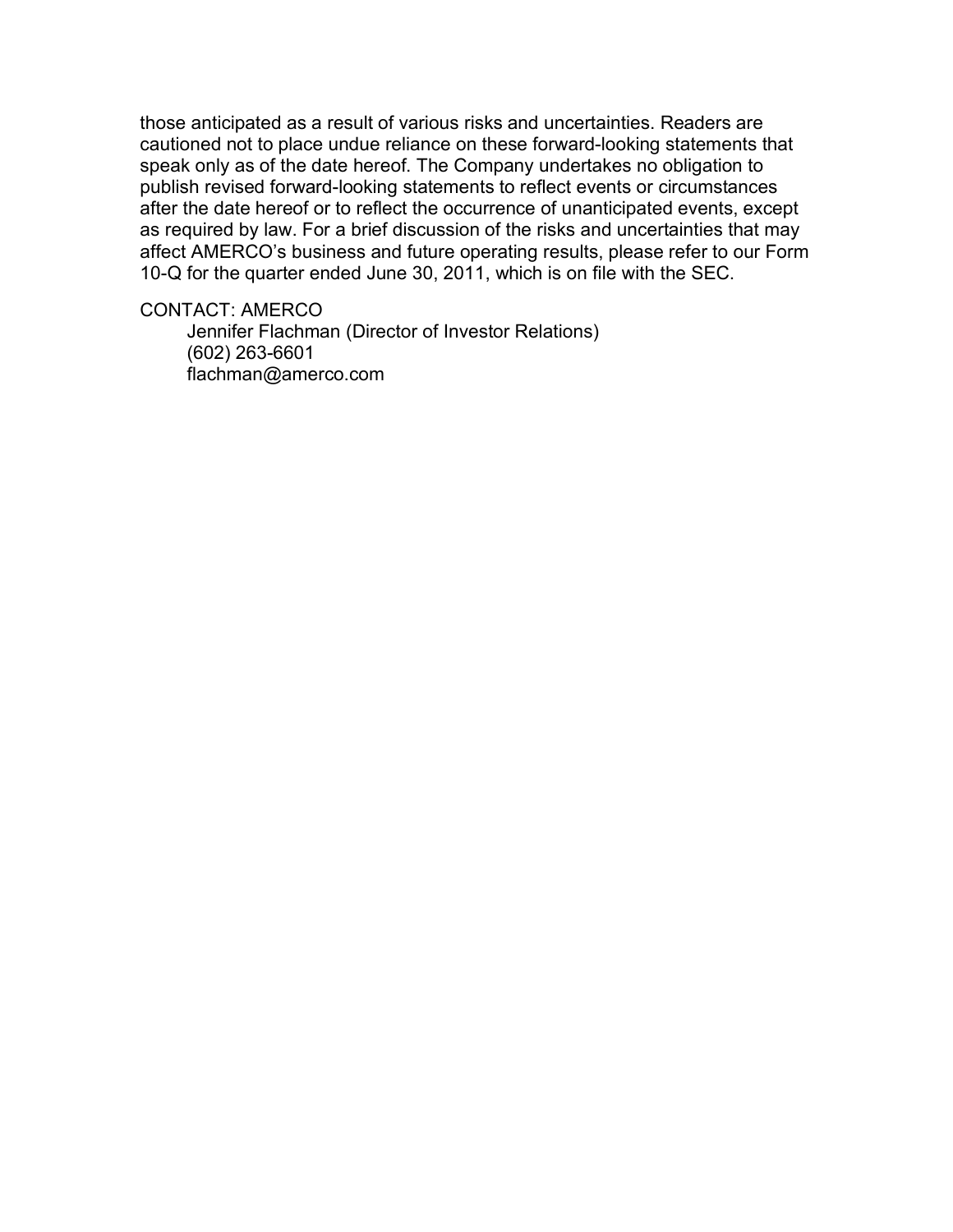those anticipated as a result of various risks and uncertainties. Readers are cautioned not to place undue reliance on these forward-looking statements that speak only as of the date hereof. The Company undertakes no obligation to publish revised forward-looking statements to reflect events or circumstances after the date hereof or to reflect the occurrence of unanticipated events, except as required by law. For a brief discussion of the risks and uncertainties that may affect AMERCO's business and future operating results, please refer to our Form 10-Q for the quarter ended June 30, 2011, which is on file with the SEC.

CONTACT: AMERCO
Jennifer Flachman (Director of Investor Relations)
(602) 263-6601
flachman@amerco.com